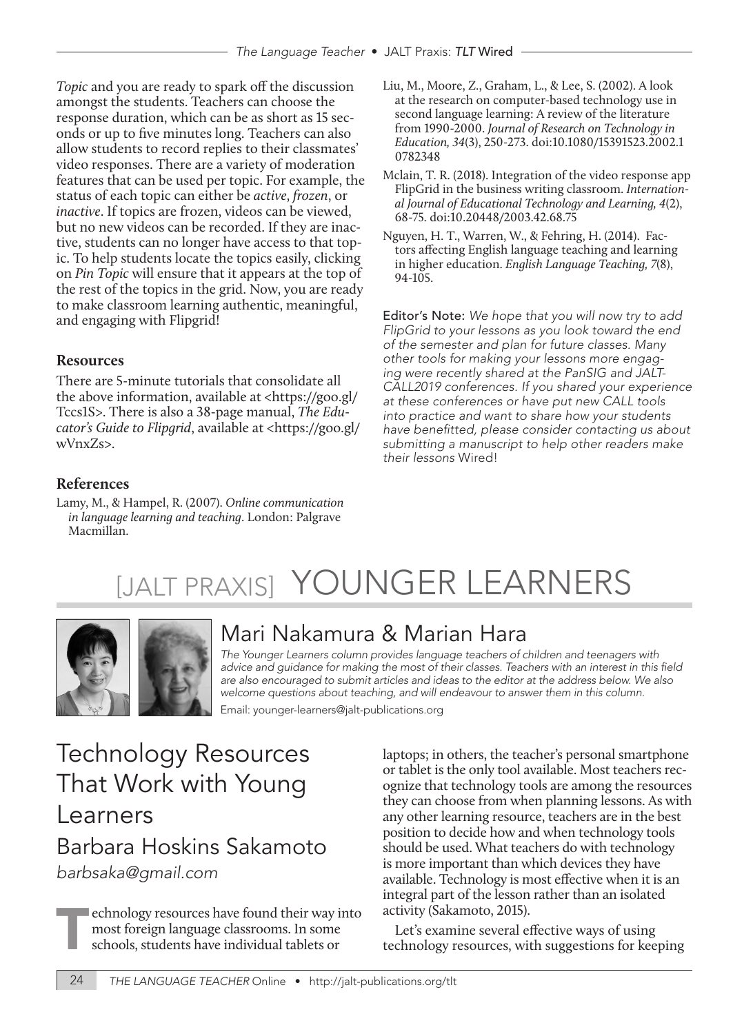*Topic* and you are ready to spark off the discussion amongst the students. Teachers can choose the response duration, which can be as short as 15 seconds or up to five minutes long. Teachers can also allow students to record replies to their classmates' video responses. There are a variety of moderation features that can be used per topic. For example, the status of each topic can either be *active*, *frozen*, or *inactive*. If topics are frozen, videos can be viewed, but no new videos can be recorded. If they are inactive, students can no longer have access to that topic. To help students locate the topics easily, clicking on *Pin Topic* will ensure that it appears at the top of the rest of the topics in the grid. Now, you are ready to make classroom learning authentic, meaningful, and engaging with Flipgrid!

### Resources

There are 5-minute tutorials that consolidate all the above information, available at <https://goo.gl/Tccs1S>. There is also a 38-page manual, *The Educator's Guide to Flipgrid*, available at <https://goo.gl/wVnxZs>.

### References

Lamy, M., & Hampel, R. (2007). *Online communication in language learning and teaching*. London: Palgrave Macmillan.

Liu, M., Moore, Z., Graham, L., & Lee, S. (2002). A look at the research on computer-based technology use in second language learning: A review of the literature from 1990-2000. *Journal of Research on Technology in Education, 34*(3), 250-273. doi:10.1080/15391523.2002.10782348

Mclain, T. R. (2018). Integration of the video response app FlipGrid in the business writing classroom. *International Journal of Educational Technology and Learning, 4*(2), 68-75. doi:10.20448/2003.42.68.75

Nguyen, H. T., Warren, W., & Fehring, H. (2014). Factors affecting English language teaching and learning in higher education. *English Language Teaching, 7*(8), 94-105.

**Editor's Note:** *We hope that you will now try to add FlipGrid to your lessons as you look toward the end of the semester and plan for future classes. Many other tools for making your lessons more engaging were recently shared at the PanSIG and JALTCALL2019 conferences. If you shared your experience at these conferences or have put new CALL tools into practice and want to share how your students have benefitted, please consider contacting us about submitting a manuscript to help other readers make their lessons* Wired!

# [JALT PRAXIS] YOUNGER LEARNERS

## Mari Nakamura & Marian Hara

*The Younger Learners column provides language teachers of children and teenagers with advice and guidance for making the most of their classes. Teachers with an interest in this field are also encouraged to submit articles and ideas to the editor at the address below. We also welcome questions about teaching, and will endeavour to answer them in this column.*

Email: younger-learners@jalt-publications.org

## Technology Resources That Work with Young Learners

### Barbara Hoskins Sakamoto

*barbsaka@gmail.com*

Technology resources have found their way into most foreign language classrooms. In some schools, students have individual tablets or laptops; in others, the teacher's personal smartphone or tablet is the only tool available. Most teachers recognize that technology tools are among the resources they can choose from when planning lessons. As with any other learning resource, teachers are in the best position to decide how and when technology tools should be used. What teachers do with technology is more important than which devices they have available. Technology is most effective when it is an integral part of the lesson rather than an isolated activity (Sakamoto, 2015).

Let's examine several effective ways of using technology resources, with suggestions for keeping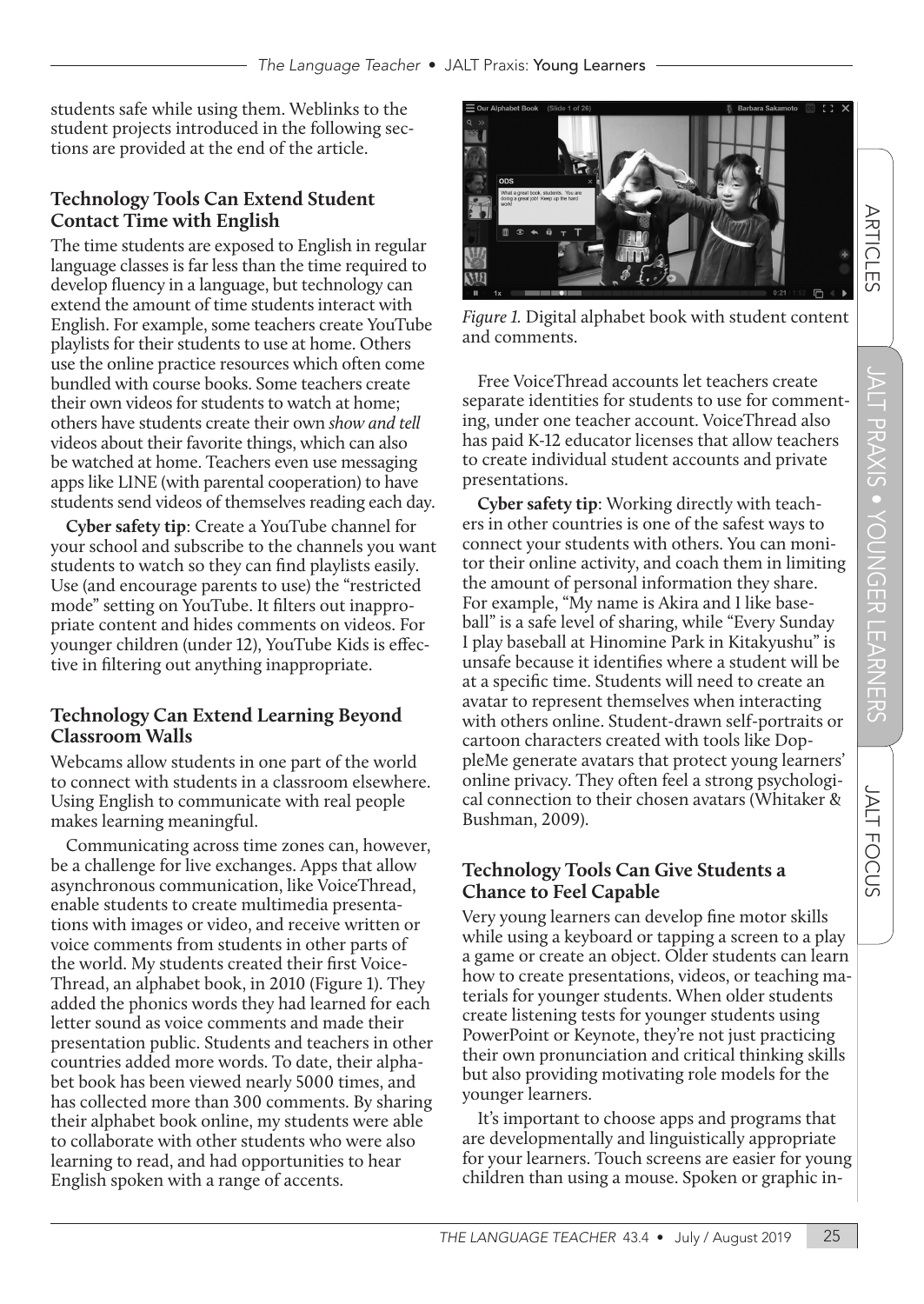students safe while using them. Weblinks to the student projects introduced in the following sections are provided at the end of the article.

## Technology Tools Can Extend Student Contact Time with English

The time students are exposed to English in regular language classes is far less than the time required to develop fluency in a language, but technology can extend the amount of time students interact with English. For example, some teachers create YouTube playlists for their students to use at home. Others use the online practice resources which often come bundled with course books. Some teachers create their own videos for students to watch at home; others have students create their own *show and tell* videos about their favorite things, which can also be watched at home. Teachers even use messaging apps like LINE (with parental cooperation) to have students send videos of themselves reading each day.

**Cyber safety tip**: Create a YouTube channel for your school and subscribe to the channels you want students to watch so they can find playlists easily. Use (and encourage parents to use) the "restricted mode" setting on YouTube. It filters out inappropriate content and hides comments on videos. For younger children (under 12), YouTube Kids is effective in filtering out anything inappropriate.

## Technology Can Extend Learning Beyond Classroom Walls

Webcams allow students in one part of the world to connect with students in a classroom elsewhere. Using English to communicate with real people makes learning meaningful.

Communicating across time zones can, however, be a challenge for live exchanges. Apps that allow asynchronous communication, like VoiceThread, enable students to create multimedia presentations with images or video, and receive written or voice comments from students in other parts of the world. My students created their first VoiceThread, an alphabet book, in 2010 (Figure 1). They added the phonics words they had learned for each letter sound as voice comments and made their presentation public. Students and teachers in other countries added more words. To date, their alphabet book has been viewed nearly 5000 times, and has collected more than 300 comments. By sharing their alphabet book online, my students were able to collaborate with other students who were also learning to read, and had opportunities to hear English spoken with a range of accents.

*Figure 1.* Digital alphabet book with student content and comments.

Free VoiceThread accounts let teachers create separate identities for students to use for commenting, under one teacher account. VoiceThread also has paid K-12 educator licenses that allow teachers to create individual student accounts and private presentations.

**Cyber safety tip**: Working directly with teachers in other countries is one of the safest ways to connect your students with others. You can monitor their online activity, and coach them in limiting the amount of personal information they share. For example, "My name is Akira and I like baseball" is a safe level of sharing, while "Every Sunday I play baseball at Hinomine Park in Kitakyushu" is unsafe because it identifies where a student will be at a specific time. Students will need to create an avatar to represent themselves when interacting with others online. Student-drawn self-portraits or cartoon characters created with tools like DoppleMe generate avatars that protect young learners' online privacy. They often feel a strong psychological connection to their chosen avatars (Whitaker & Bushman, 2009).

## Technology Tools Can Give Students a Chance to Feel Capable

Very young learners can develop fine motor skills while using a keyboard or tapping a screen to a play a game or create an object. Older students can learn how to create presentations, videos, or teaching materials for younger students. When older students create listening tests for younger students using PowerPoint or Keynote, they're not just practicing their own pronunciation and critical thinking skills but also providing motivating role models for the younger learners.

It's important to choose apps and programs that are developmentally and linguistically appropriate for your learners. Touch screens are easier for young children than using a mouse. Spoken or graphic in-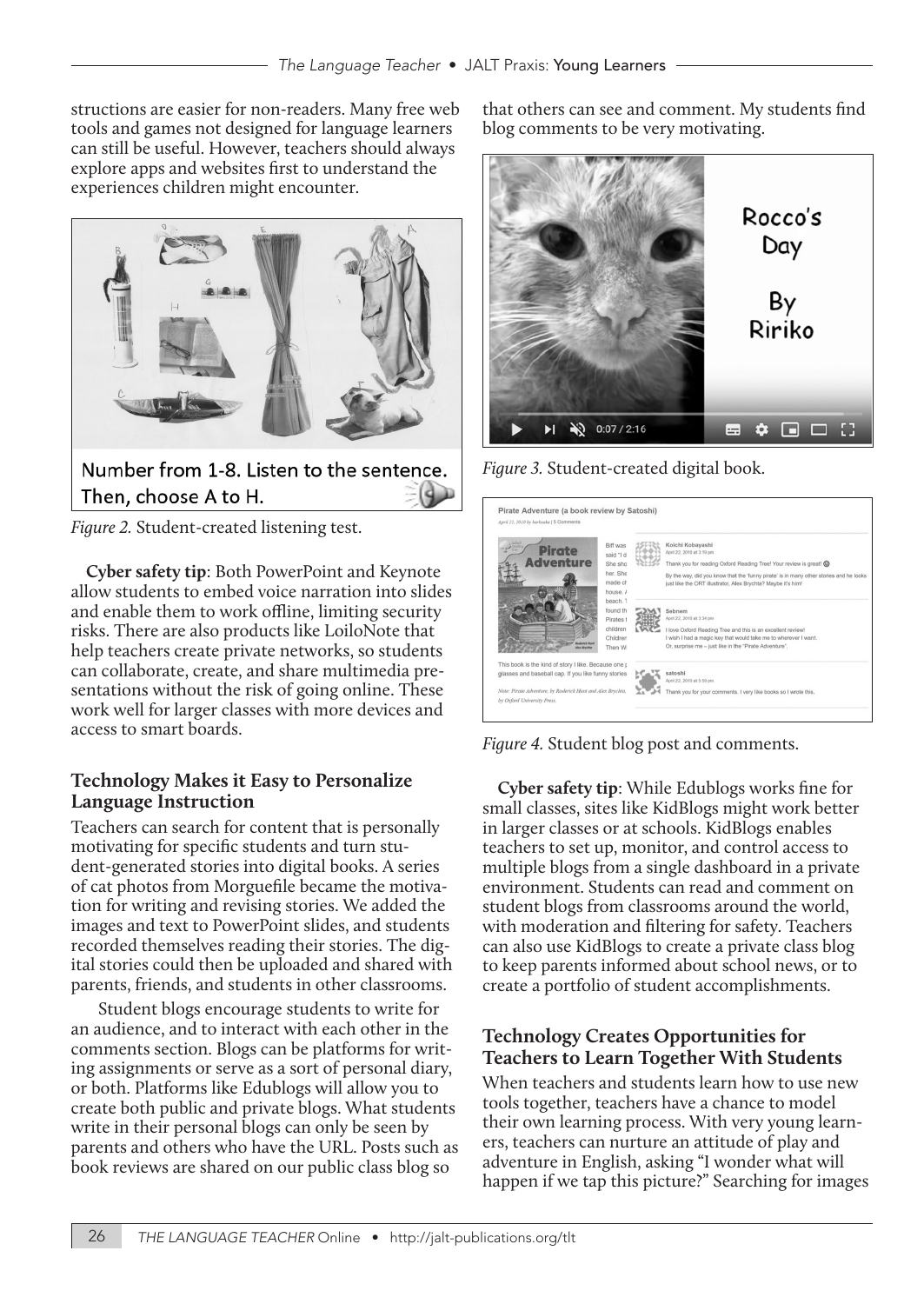structions are easier for non-readers. Many free web tools and games not designed for language learners can still be useful. However, teachers should always explore apps and websites first to understand the experiences children might encounter.

Number from 1-8. Listen to the sentence. Then, choose A to H.

*Figure 2.* Student-created listening test.

**Cyber safety tip**: Both PowerPoint and Keynote allow students to embed voice narration into slides and enable them to work offline, limiting security risks. There are also products like LoiloNote that help teachers create private networks, so students can collaborate, create, and share multimedia presentations without the risk of going online. These work well for larger classes with more devices and access to smart boards.

### Technology Makes it Easy to Personalize Language Instruction

Teachers can search for content that is personally motivating for specific students and turn student-generated stories into digital books. A series of cat photos from Morguefile became the motivation for writing and revising stories. We added the images and text to PowerPoint slides, and students recorded themselves reading their stories. The digital stories could then be uploaded and shared with parents, friends, and students in other classrooms.

Student blogs encourage students to write for an audience, and to interact with each other in the comments section. Blogs can be platforms for writing assignments or serve as a sort of personal diary, or both. Platforms like Edublogs will allow you to create both public and private blogs. What students write in their personal blogs can only be seen by parents and others who have the URL. Posts such as book reviews are shared on our public class blog so that others can see and comment. My students find blog comments to be very motivating.

*Figure 3.* Student-created digital book.

*Figure 4.* Student blog post and comments.

**Cyber safety tip**: While Edublogs works fine for small classes, sites like KidBlogs might work better in larger classes or at schools. KidBlogs enables teachers to set up, monitor, and control access to multiple blogs from a single dashboard in a private environment. Students can read and comment on student blogs from classrooms around the world, with moderation and filtering for safety. Teachers can also use KidBlogs to create a private class blog to keep parents informed about school news, or to create a portfolio of student accomplishments.

### Technology Creates Opportunities for Teachers to Learn Together With Students

When teachers and students learn how to use new tools together, teachers have a chance to model their own learning process. With very young learners, teachers can nurture an attitude of play and adventure in English, asking "I wonder what will happen if we tap this picture?" Searching for images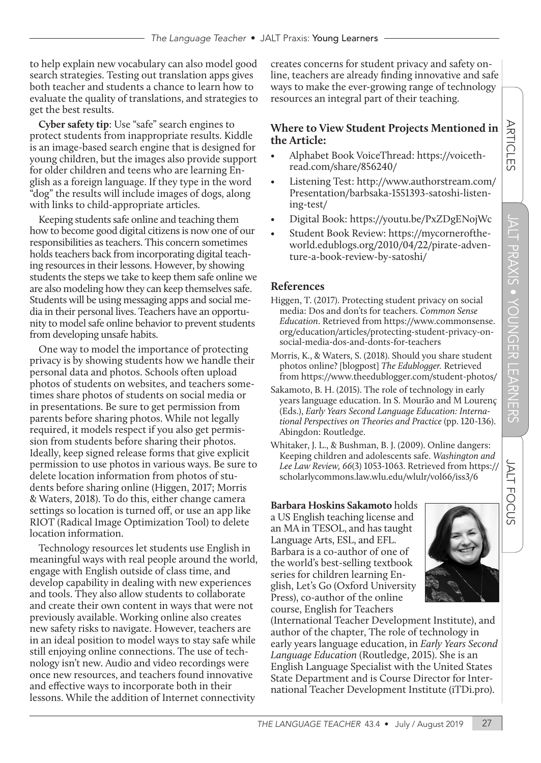to help explain new vocabulary can also model good search strategies. Testing out translation apps gives both teacher and students a chance to learn how to evaluate the quality of translations, and strategies to get the best results.

**Cyber safety tip**: Use "safe" search engines to protect students from inappropriate results. Kiddle is an image-based search engine that is designed for young children, but the images also provide support for older children and teens who are learning English as a foreign language. If they type in the word "dog" the results will include images of dogs, along with links to child-appropriate articles.

Keeping students safe online and teaching them how to become good digital citizens is now one of our responsibilities as teachers. This concern sometimes holds teachers back from incorporating digital teaching resources in their lessons. However, by showing students the steps we take to keep them safe online we are also modeling how they can keep themselves safe. Students will be using messaging apps and social media in their personal lives. Teachers have an opportunity to model safe online behavior to prevent students from developing unsafe habits.

One way to model the importance of protecting privacy is by showing students how we handle their personal data and photos. Schools often upload photos of students on websites, and teachers sometimes share photos of students on social media or in presentations. Be sure to get permission from parents before sharing photos. While not legally required, it models respect if you also get permission from students before sharing their photos. Ideally, keep signed release forms that give explicit permission to use photos in various ways. Be sure to delete location information from photos of students before sharing online (Higgen, 2017; Morris & Waters, 2018). To do this, either change camera settings so location is turned off, or use an app like RIOT (Radical Image Optimization Tool) to delete location information.

Technology resources let students use English in meaningful ways with real people around the world, engage with English outside of class time, and develop capability in dealing with new experiences and tools. They also allow students to collaborate and create their own content in ways that were not previously available. Working online also creates new safety risks to navigate. However, teachers are in an ideal position to model ways to stay safe while still enjoying online connections. The use of technology isn't new. Audio and video recordings were once new resources, and teachers found innovative and effective ways to incorporate both in their lessons. While the addition of Internet connectivity creates concerns for student privacy and safety online, teachers are already finding innovative and safe ways to make the ever-growing range of technology resources an integral part of their teaching.

## Where to View Student Projects Mentioned in the Article:

- Alphabet Book VoiceThread: https://voicethread.com/share/856240/
- Listening Test: http://www.authorstream.com/Presentation/barbsaka-1551393-satoshi-listening-test/
- Digital Book: https://youtu.be/PxZDgENojWc
- Student Book Review: https://mycorneroftheworld.edublogs.org/2010/04/22/pirate-adventure-a-book-review-by-satoshi/

## References

Higgen, T. (2017). Protecting student privacy on social media: Dos and don'ts for teachers. *Common Sense Education*. Retrieved from https://www.commonsense.org/education/articles/protecting-student-privacy-on-social-media-dos-and-donts-for-teachers

Morris, K., & Waters, S. (2018). Should you share student photos online? [blogpost] *The Edublogger.* Retrieved from https://www.theedublogger.com/student-photos/

Sakamoto, B. H. (2015). The role of technology in early years language education. In S. Mourão and M Lourenç (Eds.), *Early Years Second Language Education: International Perspectives on Theories and Practice* (pp. 120-136). Abingdon: Routledge.

Whitaker, J. L., & Bushman, B. J. (2009). Online dangers: Keeping children and adolescents safe. *Washington and Lee Law Review, 66*(3) 1053-1063. Retrieved from https://scholarlycommons.law.wlu.edu/wlulr/vol66/iss3/6

**Barbara Hoskins Sakamoto** holds a US English teaching license and an MA in TESOL, and has taught Language Arts, ESL, and EFL. Barbara is a co-author of one of the world's best-selling textbook series for children learning English, Let's Go (Oxford University Press), co-author of the online course, English for Teachers (International Teacher Development Institute), and author of the chapter, The role of technology in early years language education, in *Early Years Second Language Education* (Routledge, 2015). She is an English Language Specialist with the United States State Department and is Course Director for International Teacher Development Institute (iTDi.pro).